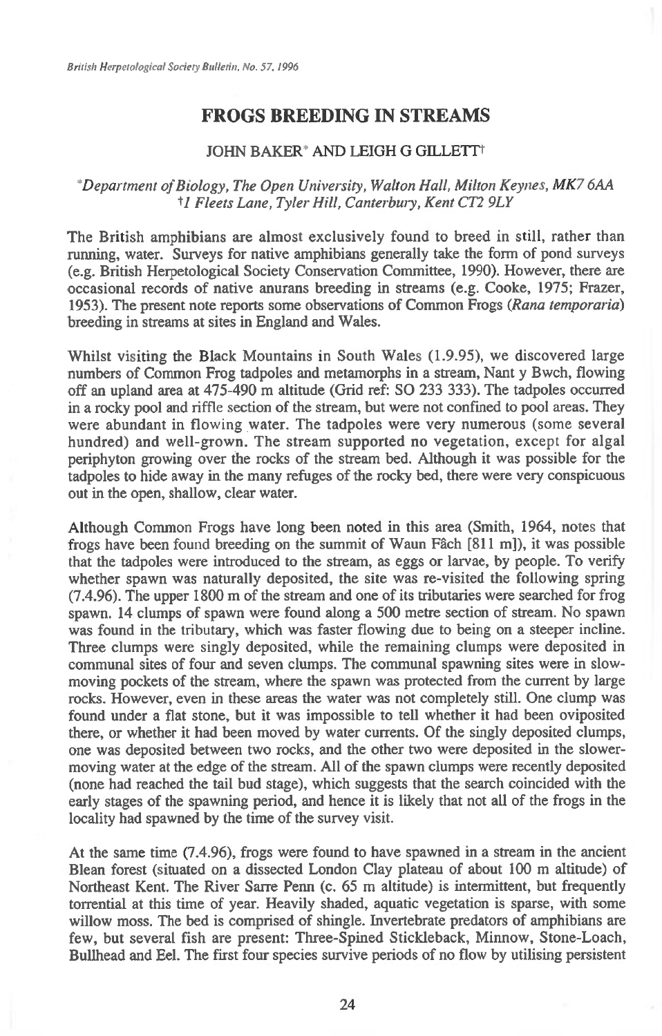# FROGS BREEDING IN STREAMS

JOHN BAKER* AND LEIGH G GILLETT†

*\*Department of Biology, The Open University, Walton Hall, Milton Keynes, MK7 6AA*
*†1 Fleets Lane, Tyler Hill, Canterbury, Kent CT2 9LY*

The British amphibians are almost exclusively found to breed in still, rather than running, water. Surveys for native amphibians generally take the form of pond surveys (e.g. British Herpetological Society Conservation Committee, 1990). However, there are occasional records of native anurans breeding in streams (e.g. Cooke, 1975; Frazer, 1953). The present note reports some observations of Common Frogs (*Rana temporaria*) breeding in streams at sites in England and Wales.

Whilst visiting the Black Mountains in South Wales (1.9.95), we discovered large numbers of Common Frog tadpoles and metamorphs in a stream, Nant y Bwch, flowing off an upland area at 475-490 m altitude (Grid ref: SO 233 333). The tadpoles occurred in a rocky pool and riffle section of the stream, but were not confined to pool areas. They were abundant in flowing water. The tadpoles were very numerous (some several hundred) and well-grown. The stream supported no vegetation, except for algal periphyton growing over the rocks of the stream bed. Although it was possible for the tadpoles to hide away in the many refuges of the rocky bed, there were very conspicuous out in the open, shallow, clear water.

Although Common Frogs have long been noted in this area (Smith, 1964, notes that frogs have been found breeding on the summit of Waun Fâch [811 m]), it was possible that the tadpoles were introduced to the stream, as eggs or larvae, by people. To verify whether spawn was naturally deposited, the site was re-visited the following spring (7.4.96). The upper 1800 m of the stream and one of its tributaries were searched for frog spawn. 14 clumps of spawn were found along a 500 metre section of stream. No spawn was found in the tributary, which was faster flowing due to being on a steeper incline. Three clumps were singly deposited, while the remaining clumps were deposited in communal sites of four and seven clumps. The communal spawning sites were in slow-moving pockets of the stream, where the spawn was protected from the current by large rocks. However, even in these areas the water was not completely still. One clump was found under a flat stone, but it was impossible to tell whether it had been oviposited there, or whether it had been moved by water currents. Of the singly deposited clumps, one was deposited between two rocks, and the other two were deposited in the slower-moving water at the edge of the stream. All of the spawn clumps were recently deposited (none had reached the tail bud stage), which suggests that the search coincided with the early stages of the spawning period, and hence it is likely that not all of the frogs in the locality had spawned by the time of the survey visit.

At the same time (7.4.96), frogs were found to have spawned in a stream in the ancient Blean forest (situated on a dissected London Clay plateau of about 100 m altitude) of Northeast Kent. The River Sarre Penn (c. 65 m altitude) is intermittent, but frequently torrential at this time of year. Heavily shaded, aquatic vegetation is sparse, with some willow moss. The bed is comprised of shingle. Invertebrate predators of amphibians are few, but several fish are present: Three-Spined Stickleback, Minnow, Stone-Loach, Bullhead and Eel. The first four species survive periods of no flow by utilising persistent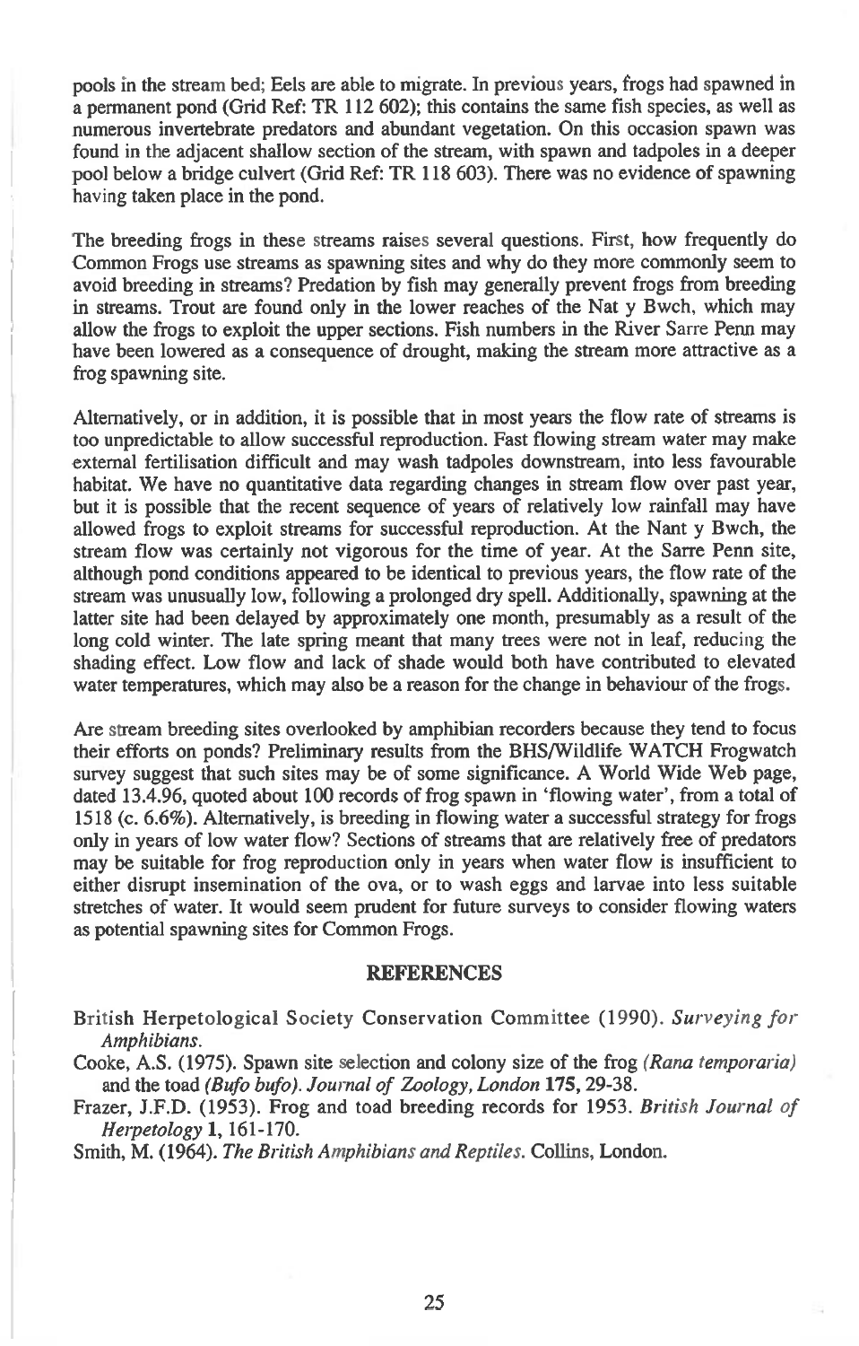pools in the stream bed; Eels are able to migrate. In previous years, frogs had spawned in a permanent pond (Grid Ref: TR 112 602); this contains the same fish species, as well as numerous invertebrate predators and abundant vegetation. On this occasion spawn was found in the adjacent shallow section of the stream, with spawn and tadpoles in a deeper pool below a bridge culvert (Grid Ref: TR 118 603). There was no evidence of spawning having taken place in the pond.

The breeding frogs in these streams raises several questions. First, how frequently do Common Frogs use streams as spawning sites and why do they more commonly seem to avoid breeding in streams? Predation by fish may generally prevent frogs from breeding in streams. Trout are found only in the lower reaches of the Nat y Bwch, which may allow the frogs to exploit the upper sections. Fish numbers in the River Sarre Penn may have been lowered as a consequence of drought, making the stream more attractive as a frog spawning site.

Alternatively, or in addition, it is possible that in most years the flow rate of streams is too unpredictable to allow successful reproduction. Fast flowing stream water may make external fertilisation difficult and may wash tadpoles downstream, into less favourable habitat. We have no quantitative data regarding changes in stream flow over past year, but it is possible that the recent sequence of years of relatively low rainfall may have allowed frogs to exploit streams for successful reproduction. At the Nant y Bwch, the stream flow was certainly not vigorous for the time of year. At the Sarre Penn site, although pond conditions appeared to be identical to previous years, the flow rate of the stream was unusually low, following a prolonged dry spell. Additionally, spawning at the latter site had been delayed by approximately one month, presumably as a result of the long cold winter. The late spring meant that many trees were not in leaf, reducing the shading effect. Low flow and lack of shade would both have contributed to elevated water temperatures, which may also be a reason for the change in behaviour of the frogs.

Are stream breeding sites overlooked by amphibian recorders because they tend to focus their efforts on ponds? Preliminary results from the BHS/Wildlife WATCH Frogwatch survey suggest that such sites may be of some significance. A World Wide Web page, dated 13.4.96, quoted about 100 records of frog spawn in 'flowing water', from a total of 1518 (c. 6.6%). Alternatively, is breeding in flowing water a successful strategy for frogs only in years of low water flow? Sections of streams that are relatively free of predators may be suitable for frog reproduction only in years when water flow is insufficient to either disrupt insemination of the ova, or to wash eggs and larvae into less suitable stretches of water. It would seem prudent for future surveys to consider flowing waters as potential spawning sites for Common Frogs.

## REFERENCES

British Herpetological Society Conservation Committee (1990). *Surveying for Amphibians.*

Cooke, A.S. (1975). Spawn site selection and colony size of the frog *(Rana temporaria)* and the toad *(Bufo bufo)*. *Journal of Zoology, London* **175**, 29-38.

Frazer, J.F.D. (1953). Frog and toad breeding records for 1953. *British Journal of Herpetology* **1**, 161-170.

Smith, M. (1964). *The British Amphibians and Reptiles.* Collins, London.